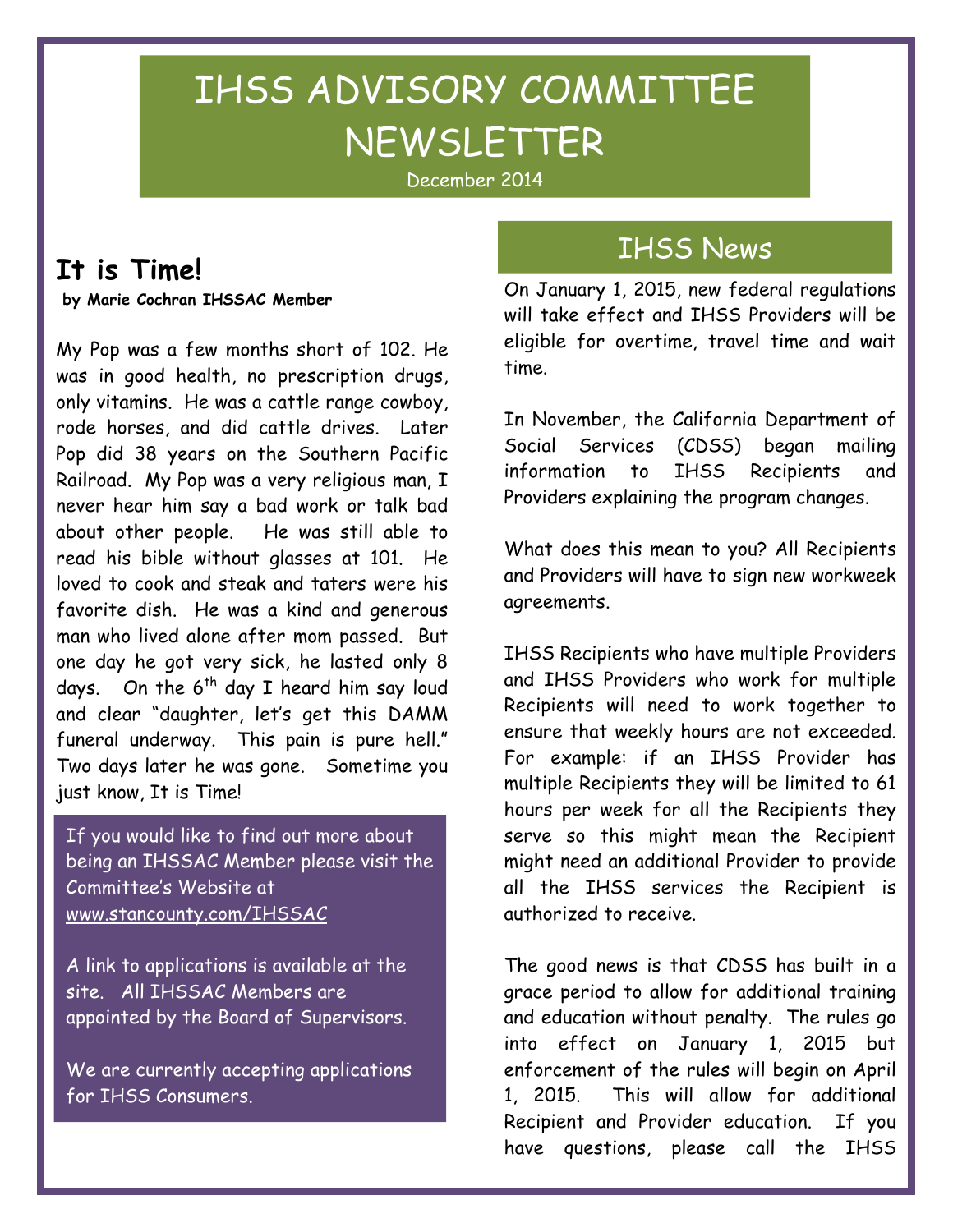# IHSS ADVISORY COMMITTEE NEWSLETTER

December 2014

## It is Time!

**by Marie Cochran IHSSAC Member**

My Pop was a few months short of 102. He was in good health, no prescription drugs, only vitamins. He was a cattle range cowboy, rode horses, and did cattle drives. Later Pop did 38 years on the Southern Pacific Railroad. My Pop was a very religious man, I never hear him say a bad work or talk bad about other people. He was still able to read his bible without glasses at 101. He loved to cook and steak and taters were his favorite dish. He was a kind and generous man who lived alone after mom passed. But one day he got very sick, he lasted only 8 days. On the 6th day I heard him say loud and clear "daughter, let's get this DAMM funeral underway. This pain is pure hell." Two days later he was gone. Sometime you just know, It is Time!

If you would like to find out more about being an IHSSAC Member please visit the Committee's Website at www.stancounty.com/IHSSAC

A link to applications is available at the site. All IHSSAC Members are appointed by the Board of Supervisors.

We are currently accepting applications for IHSS Consumers.

## IHSS News

On January 1, 2015, new federal regulations will take effect and IHSS Providers will be eligible for overtime, travel time and wait time.

In November, the California Department of Social Services (CDSS) began mailing information to IHSS Recipients and Providers explaining the program changes.

What does this mean to you? All Recipients and Providers will have to sign new workweek agreements.

IHSS Recipients who have multiple Providers and IHSS Providers who work for multiple Recipients will need to work together to ensure that weekly hours are not exceeded. For example: if an IHSS Provider has multiple Recipients they will be limited to 61 hours per week for all the Recipients they serve so this might mean the Recipient might need an additional Provider to provide all the IHSS services the Recipient is authorized to receive.

The good news is that CDSS has built in a grace period to allow for additional training and education without penalty. The rules go into effect on January 1, 2015 but enforcement of the rules will begin on April 1, 2015. This will allow for additional Recipient and Provider education. If you have questions, please call the IHSS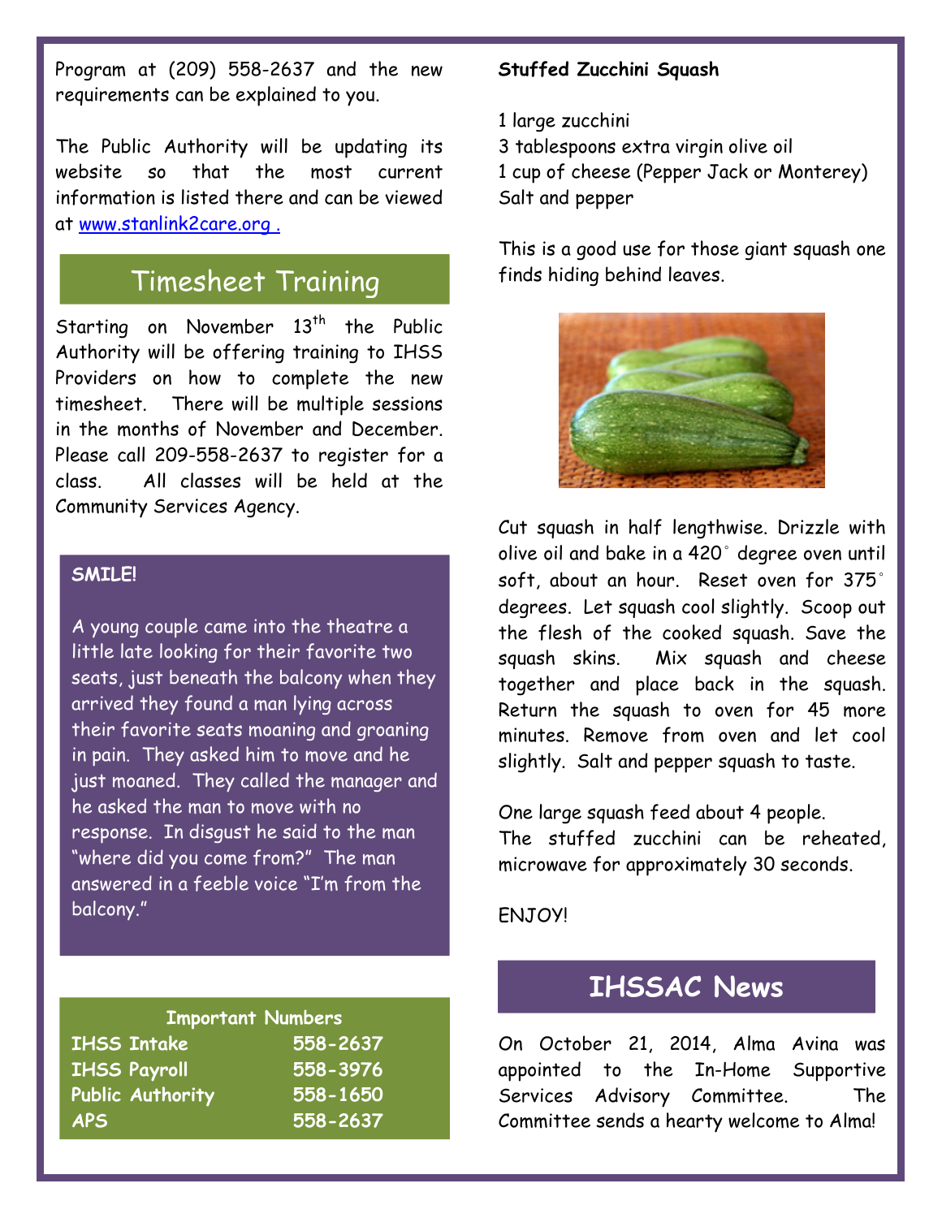Program at (209) 558-2637 and the new requirements can be explained to you.

The Public Authority will be updating its website so that the most current information is listed there and can be viewed at [www.stanlink2care.org .](http://www.stanlink2care.org)

## Timesheet Training

Starting on November 13th the Public Authority will be offering training to IHSS Providers on how to complete the new timesheet. There will be multiple sessions in the months of November and December. Please call 209-558-2637 to register for a class. All classes will be held at the Community Services Agency.

**SMILE!**

A young couple came into the theatre a little late looking for their favorite two seats, just beneath the balcony when they arrived they found a man lying across their favorite seats moaning and groaning in pain. They asked him to move and he just moaned. They called the manager and he asked the man to move with no response. In disgust he said to the man "where did you come from?" The man answered in a feeble voice "I'm from the balcony."

| Important Numbers | |
|---|---|
| **IHSS Intake** | **558-2637** |
| **IHSS Payroll** | **558-3976** |
| **Public Authority** | **558-1650** |
| **APS** | **558-2637** |

**Stuffed Zucchini Squash**

1 large zucchini
3 tablespoons extra virgin olive oil
1 cup of cheese (Pepper Jack or Monterey)
Salt and pepper

This is a good use for those giant squash one finds hiding behind leaves.

Cut squash in half lengthwise. Drizzle with olive oil and bake in a 420° degree oven until soft, about an hour. Reset oven for 375° degrees. Let squash cool slightly. Scoop out the flesh of the cooked squash. Save the squash skins. Mix squash and cheese together and place back in the squash. Return the squash to oven for 45 more minutes. Remove from oven and let cool slightly. Salt and pepper squash to taste.

One large squash feed about 4 people.
The stuffed zucchini can be reheated, microwave for approximately 30 seconds.

ENJOY!

## IHSSAC News

On October 21, 2014, Alma Avina was appointed to the In-Home Supportive Services Advisory Committee. The Committee sends a hearty welcome to Alma!